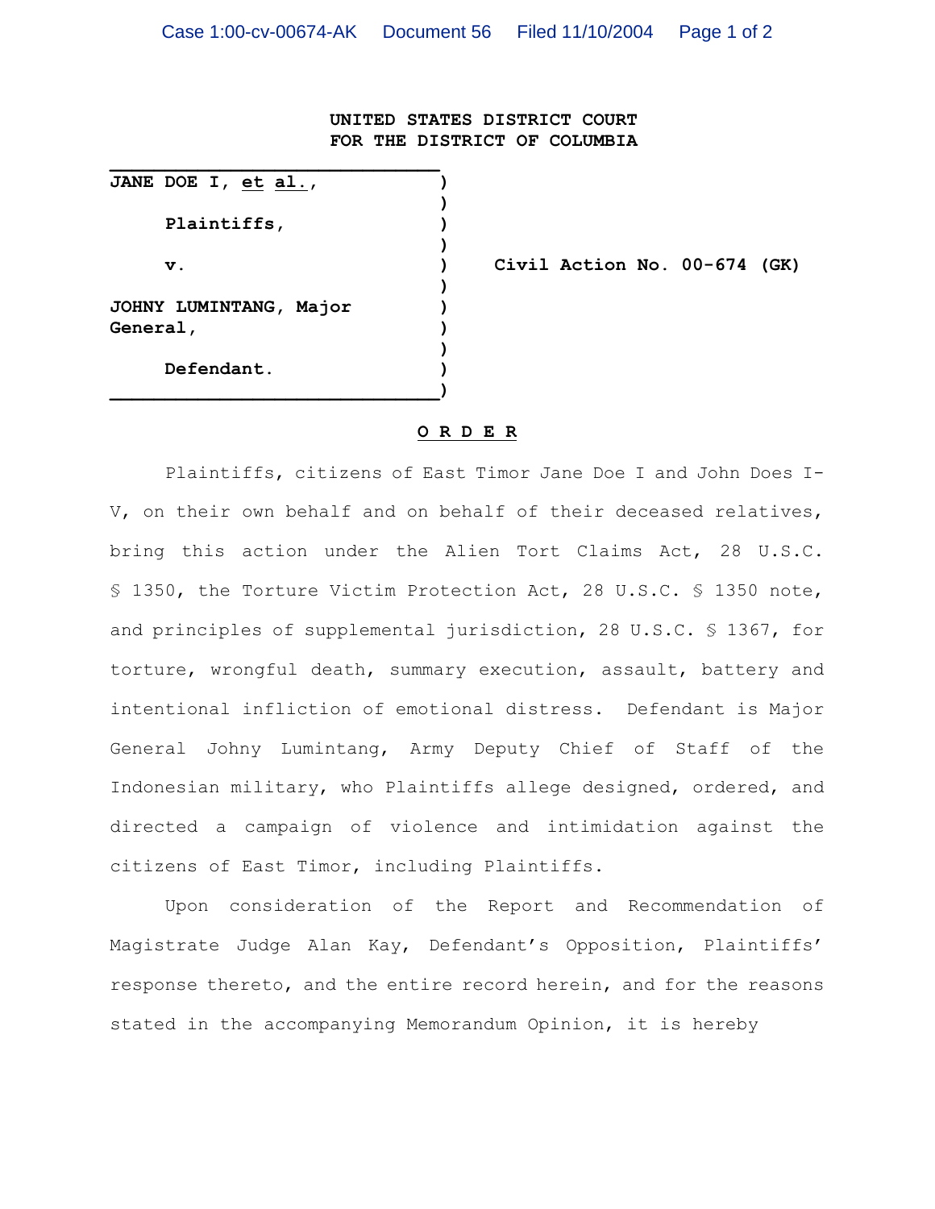**UNITED STATES DISTRICT COURT**
**FOR THE DISTRICT OF COLUMBIA**

**JANE DOE I, et al.,**

**Plaintiffs,**

**v.**

**JOHNY LUMINTANG, Major General,**

**Defendant.**

**Civil Action No. 00-674 (GK)**

**O R D E R**

Plaintiffs, citizens of East Timor Jane Doe I and John Does I-V, on their own behalf and on behalf of their deceased relatives, bring this action under the Alien Tort Claims Act, 28 U.S.C. § 1350, the Torture Victim Protection Act, 28 U.S.C. § 1350 note, and principles of supplemental jurisdiction, 28 U.S.C. § 1367, for torture, wrongful death, summary execution, assault, battery and intentional infliction of emotional distress. Defendant is Major General Johny Lumintang, Army Deputy Chief of Staff of the Indonesian military, who Plaintiffs allege designed, ordered, and directed a campaign of violence and intimidation against the citizens of East Timor, including Plaintiffs.

Upon consideration of the Report and Recommendation of Magistrate Judge Alan Kay, Defendant's Opposition, Plaintiffs' response thereto, and the entire record herein, and for the reasons stated in the accompanying Memorandum Opinion, it is hereby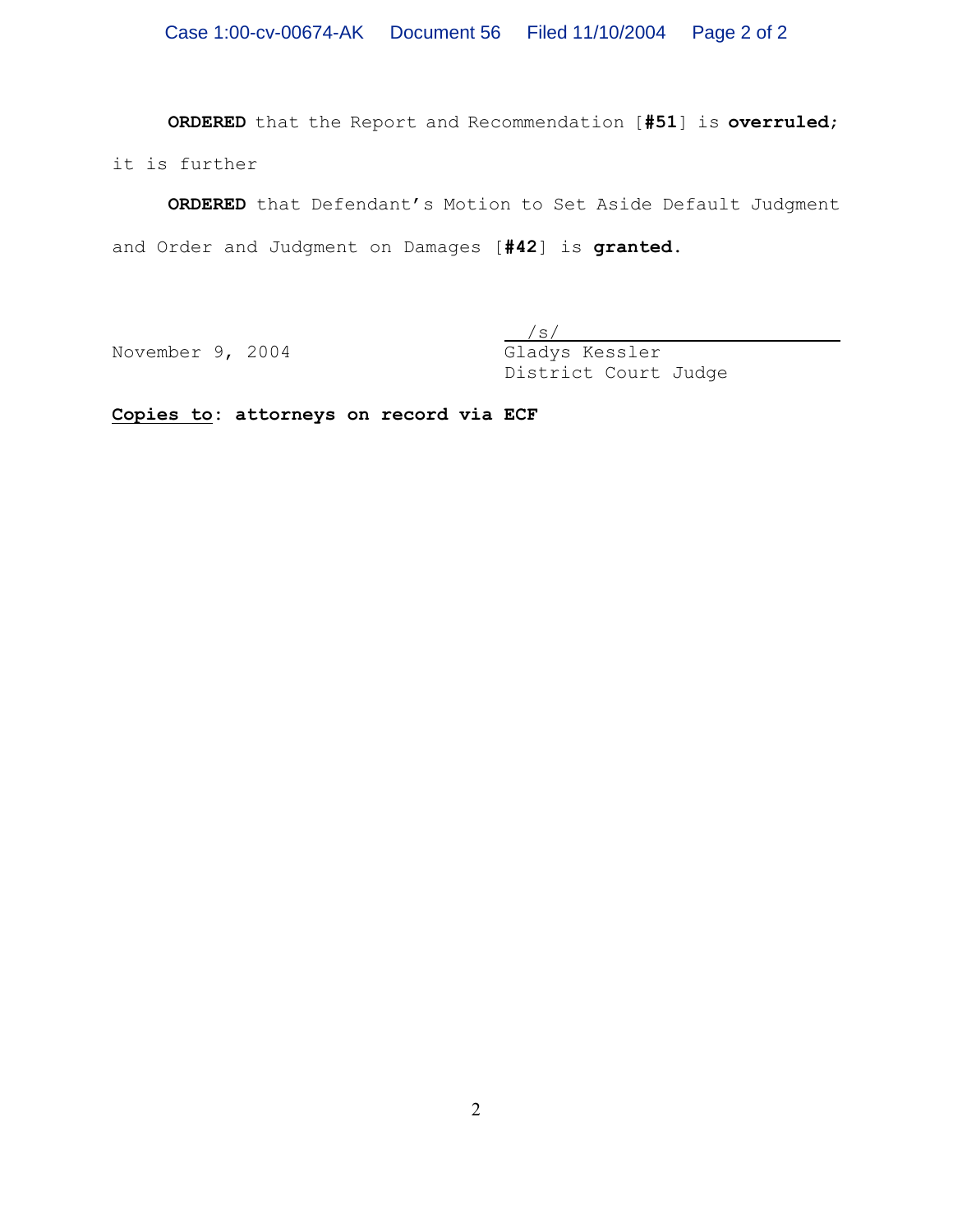**ORDERED** that the Report and Recommendation [**#51**] is **overruled;** it is further

**ORDERED** that Defendant's Motion to Set Aside Default Judgment and Order and Judgment on Damages [**#42**] is **granted.**

November 9, 2004

/s/
Gladys Kessler
District Court Judge

**Copies to: attorneys on record via ECF**